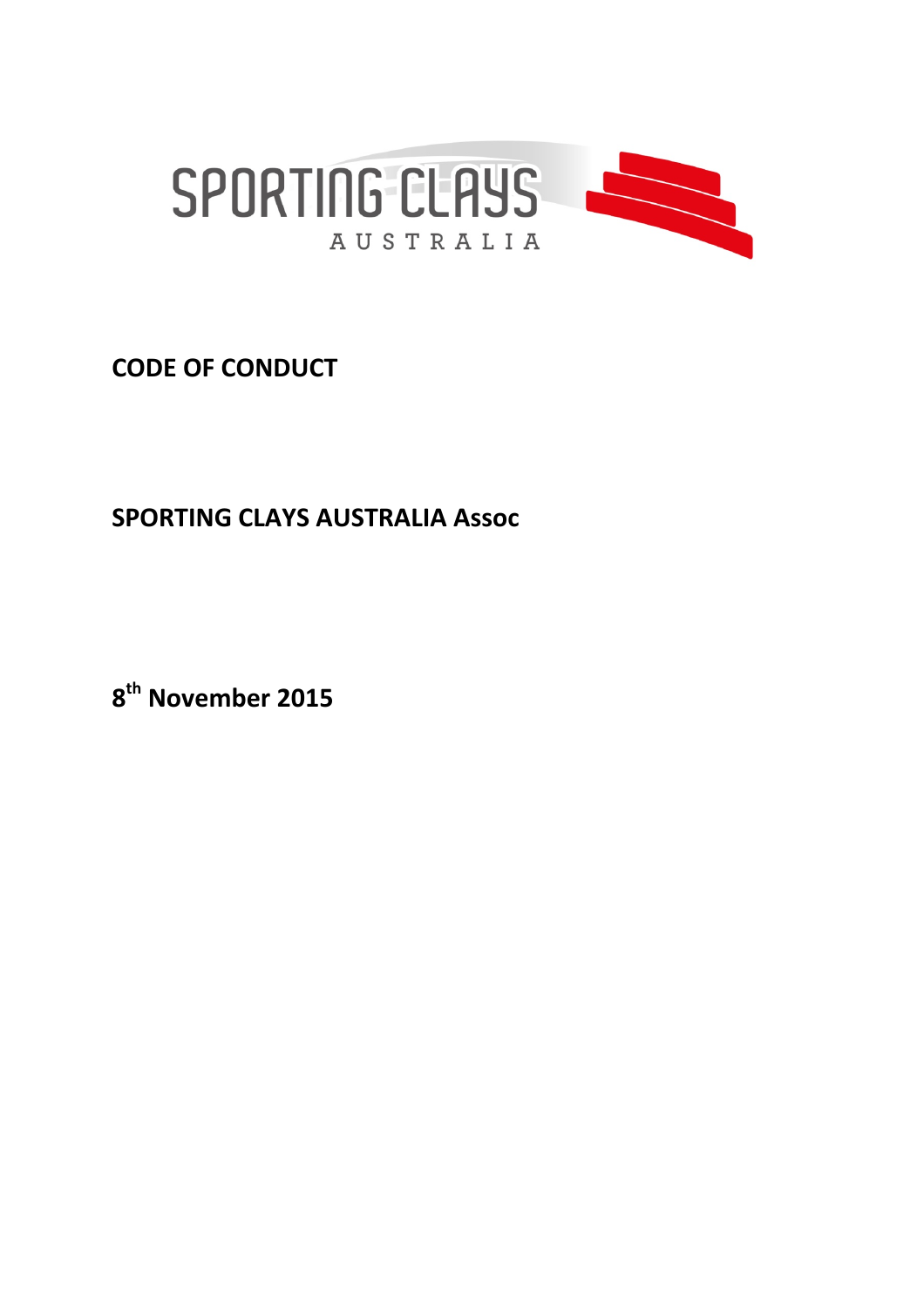SPORTING CLAYS

AUSTRALIA

# CODE OF CONDUCT

**SPORTING CLAYS AUSTRALIA Assoc**

**8th November 2015**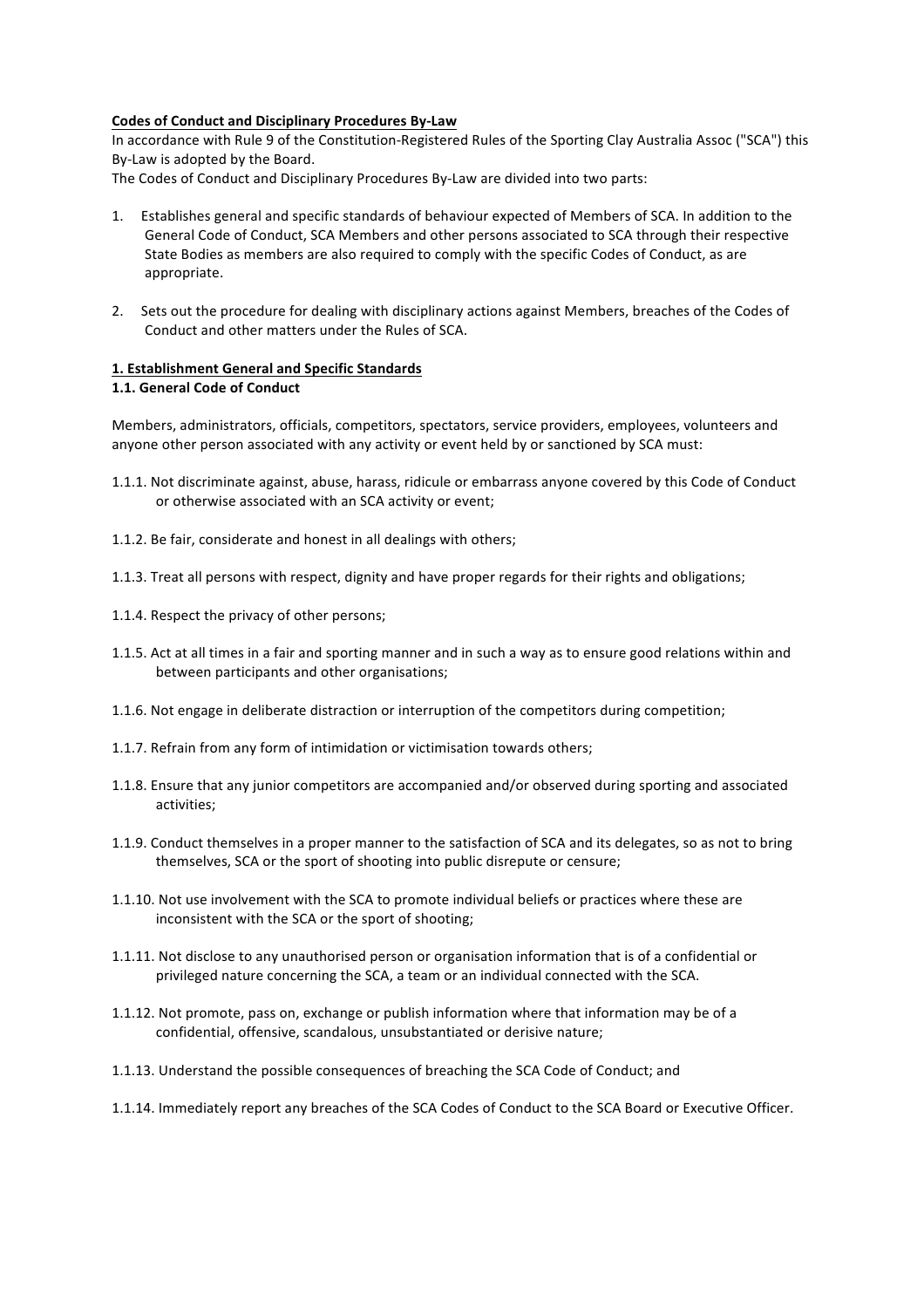**Codes of Conduct and Disciplinary Procedures By-Law**

In accordance with Rule 9 of the Constitution-Registered Rules of the Sporting Clay Australia Assoc ("SCA") this By-Law is adopted by the Board.

The Codes of Conduct and Disciplinary Procedures By-Law are divided into two parts:

1. Establishes general and specific standards of behaviour expected of Members of SCA. In addition to the General Code of Conduct, SCA Members and other persons associated to SCA through their respective State Bodies as members are also required to comply with the specific Codes of Conduct, as are appropriate.

2. Sets out the procedure for dealing with disciplinary actions against Members, breaches of the Codes of Conduct and other matters under the Rules of SCA.

## 1. Establishment General and Specific Standards

### 1.1. General Code of Conduct

Members, administrators, officials, competitors, spectators, service providers, employees, volunteers and anyone other person associated with any activity or event held by or sanctioned by SCA must:

1.1.1. Not discriminate against, abuse, harass, ridicule or embarrass anyone covered by this Code of Conduct or otherwise associated with an SCA activity or event;

1.1.2. Be fair, considerate and honest in all dealings with others;

1.1.3. Treat all persons with respect, dignity and have proper regards for their rights and obligations;

1.1.4. Respect the privacy of other persons;

1.1.5. Act at all times in a fair and sporting manner and in such a way as to ensure good relations within and between participants and other organisations;

1.1.6. Not engage in deliberate distraction or interruption of the competitors during competition;

1.1.7. Refrain from any form of intimidation or victimisation towards others;

1.1.8. Ensure that any junior competitors are accompanied and/or observed during sporting and associated activities;

1.1.9. Conduct themselves in a proper manner to the satisfaction of SCA and its delegates, so as not to bring themselves, SCA or the sport of shooting into public disrepute or censure;

1.1.10. Not use involvement with the SCA to promote individual beliefs or practices where these are inconsistent with the SCA or the sport of shooting;

1.1.11. Not disclose to any unauthorised person or organisation information that is of a confidential or privileged nature concerning the SCA, a team or an individual connected with the SCA.

1.1.12. Not promote, pass on, exchange or publish information where that information may be of a confidential, offensive, scandalous, unsubstantiated or derisive nature;

1.1.13. Understand the possible consequences of breaching the SCA Code of Conduct; and

1.1.14. Immediately report any breaches of the SCA Codes of Conduct to the SCA Board or Executive Officer.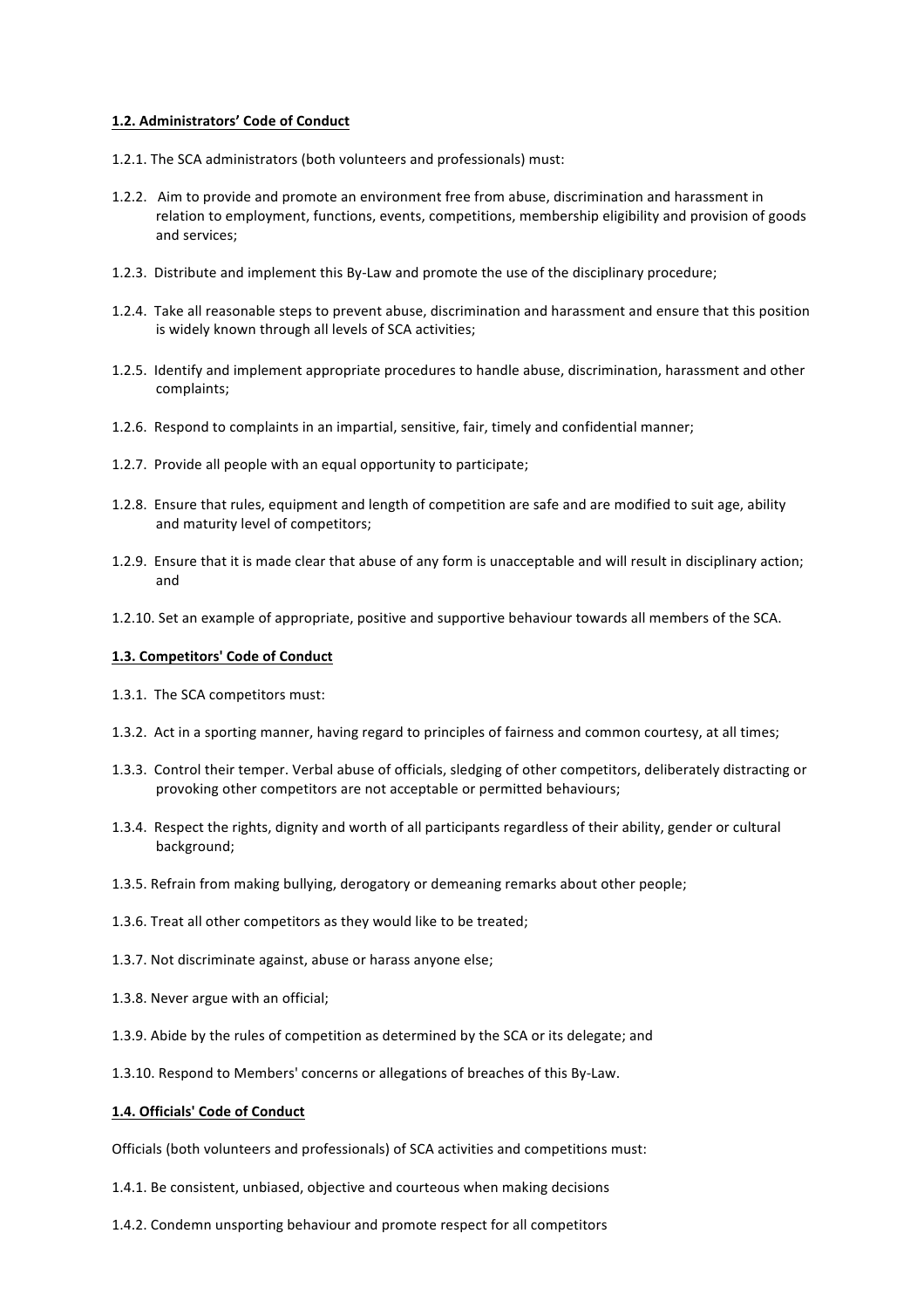**1.2. Administrators' Code of Conduct**

1.2.1. The SCA administrators (both volunteers and professionals) must:

1.2.2. Aim to provide and promote an environment free from abuse, discrimination and harassment in relation to employment, functions, events, competitions, membership eligibility and provision of goods and services;

1.2.3. Distribute and implement this By-Law and promote the use of the disciplinary procedure;

1.2.4. Take all reasonable steps to prevent abuse, discrimination and harassment and ensure that this position is widely known through all levels of SCA activities;

1.2.5. Identify and implement appropriate procedures to handle abuse, discrimination, harassment and other complaints;

1.2.6. Respond to complaints in an impartial, sensitive, fair, timely and confidential manner;

1.2.7. Provide all people with an equal opportunity to participate;

1.2.8. Ensure that rules, equipment and length of competition are safe and are modified to suit age, ability and maturity level of competitors;

1.2.9. Ensure that it is made clear that abuse of any form is unacceptable and will result in disciplinary action; and

1.2.10. Set an example of appropriate, positive and supportive behaviour towards all members of the SCA.

**1.3. Competitors' Code of Conduct**

1.3.1. The SCA competitors must:

1.3.2. Act in a sporting manner, having regard to principles of fairness and common courtesy, at all times;

1.3.3. Control their temper. Verbal abuse of officials, sledging of other competitors, deliberately distracting or provoking other competitors are not acceptable or permitted behaviours;

1.3.4. Respect the rights, dignity and worth of all participants regardless of their ability, gender or cultural background;

1.3.5. Refrain from making bullying, derogatory or demeaning remarks about other people;

1.3.6. Treat all other competitors as they would like to be treated;

1.3.7. Not discriminate against, abuse or harass anyone else;

1.3.8. Never argue with an official;

1.3.9. Abide by the rules of competition as determined by the SCA or its delegate; and

1.3.10. Respond to Members' concerns or allegations of breaches of this By-Law.

**1.4. Officials' Code of Conduct**

Officials (both volunteers and professionals) of SCA activities and competitions must:

1.4.1. Be consistent, unbiased, objective and courteous when making decisions

1.4.2. Condemn unsporting behaviour and promote respect for all competitors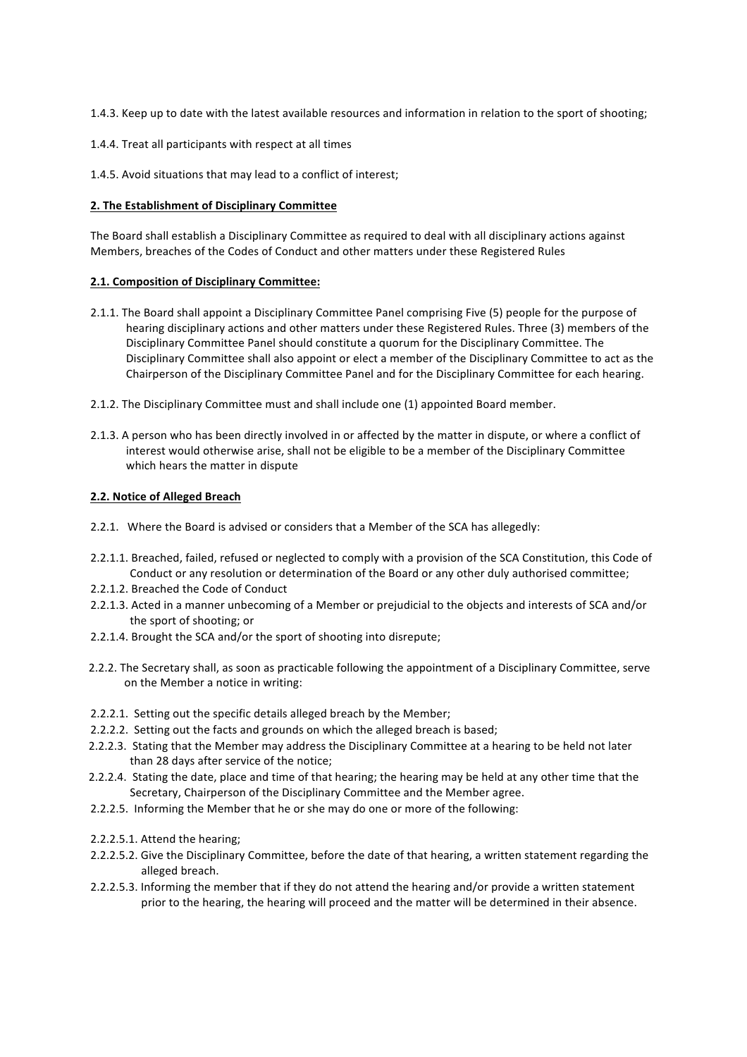1.4.3. Keep up to date with the latest available resources and information in relation to the sport of shooting;

1.4.4. Treat all participants with respect at all times

1.4.5. Avoid situations that may lead to a conflict of interest;

**2. The Establishment of Disciplinary Committee**

The Board shall establish a Disciplinary Committee as required to deal with all disciplinary actions against Members, breaches of the Codes of Conduct and other matters under these Registered Rules

**2.1. Composition of Disciplinary Committee:**

2.1.1. The Board shall appoint a Disciplinary Committee Panel comprising Five (5) people for the purpose of hearing disciplinary actions and other matters under these Registered Rules. Three (3) members of the Disciplinary Committee Panel should constitute a quorum for the Disciplinary Committee. The Disciplinary Committee shall also appoint or elect a member of the Disciplinary Committee to act as the Chairperson of the Disciplinary Committee Panel and for the Disciplinary Committee for each hearing.

2.1.2. The Disciplinary Committee must and shall include one (1) appointed Board member.

2.1.3. A person who has been directly involved in or affected by the matter in dispute, or where a conflict of interest would otherwise arise, shall not be eligible to be a member of the Disciplinary Committee which hears the matter in dispute

**2.2. Notice of Alleged Breach**

2.2.1. Where the Board is advised or considers that a Member of the SCA has allegedly:

2.2.1.1. Breached, failed, refused or neglected to comply with a provision of the SCA Constitution, this Code of Conduct or any resolution or determination of the Board or any other duly authorised committee;

2.2.1.2. Breached the Code of Conduct

2.2.1.3. Acted in a manner unbecoming of a Member or prejudicial to the objects and interests of SCA and/or the sport of shooting; or

2.2.1.4. Brought the SCA and/or the sport of shooting into disrepute;

2.2.2. The Secretary shall, as soon as practicable following the appointment of a Disciplinary Committee, serve on the Member a notice in writing:

2.2.2.1. Setting out the specific details alleged breach by the Member;

2.2.2.2. Setting out the facts and grounds on which the alleged breach is based;

2.2.2.3. Stating that the Member may address the Disciplinary Committee at a hearing to be held not later than 28 days after service of the notice;

2.2.2.4. Stating the date, place and time of that hearing; the hearing may be held at any other time that the Secretary, Chairperson of the Disciplinary Committee and the Member agree.

2.2.2.5. Informing the Member that he or she may do one or more of the following:

2.2.2.5.1. Attend the hearing;

2.2.2.5.2. Give the Disciplinary Committee, before the date of that hearing, a written statement regarding the alleged breach.

2.2.2.5.3. Informing the member that if they do not attend the hearing and/or provide a written statement prior to the hearing, the hearing will proceed and the matter will be determined in their absence.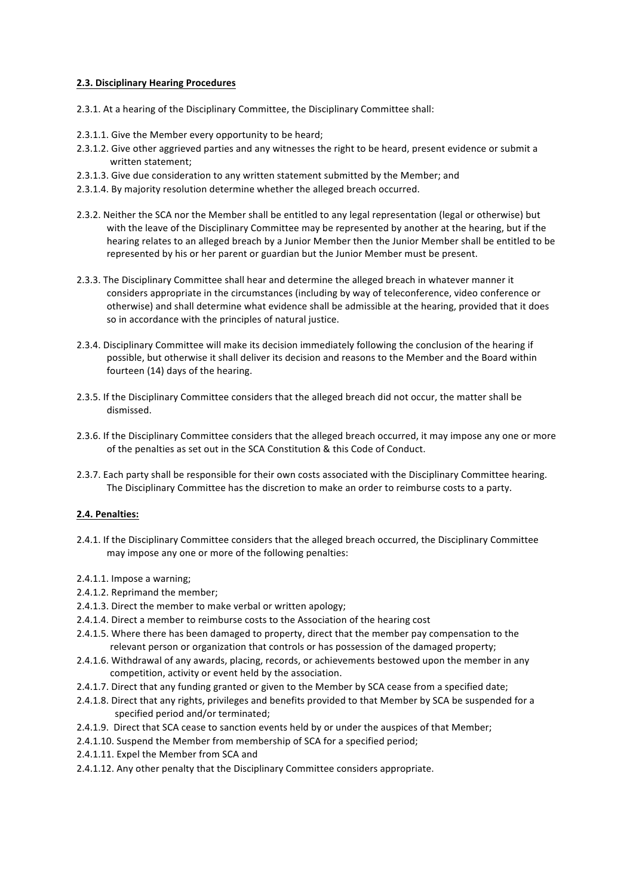**2.3. Disciplinary Hearing Procedures**

2.3.1. At a hearing of the Disciplinary Committee, the Disciplinary Committee shall:

2.3.1.1. Give the Member every opportunity to be heard;
2.3.1.2. Give other aggrieved parties and any witnesses the right to be heard, present evidence or submit a written statement;
2.3.1.3. Give due consideration to any written statement submitted by the Member; and
2.3.1.4. By majority resolution determine whether the alleged breach occurred.

2.3.2. Neither the SCA nor the Member shall be entitled to any legal representation (legal or otherwise) but with the leave of the Disciplinary Committee may be represented by another at the hearing, but if the hearing relates to an alleged breach by a Junior Member then the Junior Member shall be entitled to be represented by his or her parent or guardian but the Junior Member must be present.

2.3.3. The Disciplinary Committee shall hear and determine the alleged breach in whatever manner it considers appropriate in the circumstances (including by way of teleconference, video conference or otherwise) and shall determine what evidence shall be admissible at the hearing, provided that it does so in accordance with the principles of natural justice.

2.3.4. Disciplinary Committee will make its decision immediately following the conclusion of the hearing if possible, but otherwise it shall deliver its decision and reasons to the Member and the Board within fourteen (14) days of the hearing.

2.3.5. If the Disciplinary Committee considers that the alleged breach did not occur, the matter shall be dismissed.

2.3.6. If the Disciplinary Committee considers that the alleged breach occurred, it may impose any one or more of the penalties as set out in the SCA Constitution & this Code of Conduct.

2.3.7. Each party shall be responsible for their own costs associated with the Disciplinary Committee hearing. The Disciplinary Committee has the discretion to make an order to reimburse costs to a party.

**2.4. Penalties:**

2.4.1. If the Disciplinary Committee considers that the alleged breach occurred, the Disciplinary Committee may impose any one or more of the following penalties:

2.4.1.1. Impose a warning;
2.4.1.2. Reprimand the member;
2.4.1.3. Direct the member to make verbal or written apology;
2.4.1.4. Direct a member to reimburse costs to the Association of the hearing cost
2.4.1.5. Where there has been damaged to property, direct that the member pay compensation to the relevant person or organization that controls or has possession of the damaged property;
2.4.1.6. Withdrawal of any awards, placing, records, or achievements bestowed upon the member in any competition, activity or event held by the association.
2.4.1.7. Direct that any funding granted or given to the Member by SCA cease from a specified date;
2.4.1.8. Direct that any rights, privileges and benefits provided to that Member by SCA be suspended for a specified period and/or terminated;
2.4.1.9. Direct that SCA cease to sanction events held by or under the auspices of that Member;
2.4.1.10. Suspend the Member from membership of SCA for a specified period;
2.4.1.11. Expel the Member from SCA and
2.4.1.12. Any other penalty that the Disciplinary Committee considers appropriate.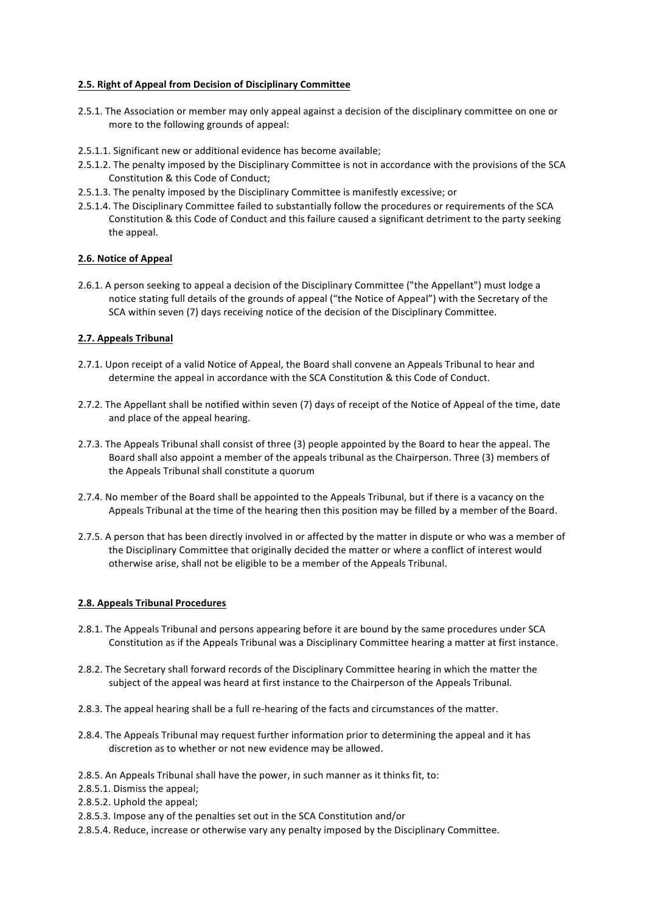**2.5. Right of Appeal from Decision of Disciplinary Committee**

2.5.1. The Association or member may only appeal against a decision of the disciplinary committee on one or more to the following grounds of appeal:

2.5.1.1. Significant new or additional evidence has become available;

2.5.1.2. The penalty imposed by the Disciplinary Committee is not in accordance with the provisions of the SCA Constitution & this Code of Conduct;

2.5.1.3. The penalty imposed by the Disciplinary Committee is manifestly excessive; or

2.5.1.4. The Disciplinary Committee failed to substantially follow the procedures or requirements of the SCA Constitution & this Code of Conduct and this failure caused a significant detriment to the party seeking the appeal.

**2.6. Notice of Appeal**

2.6.1. A person seeking to appeal a decision of the Disciplinary Committee ("the Appellant") must lodge a notice stating full details of the grounds of appeal ("the Notice of Appeal") with the Secretary of the SCA within seven (7) days receiving notice of the decision of the Disciplinary Committee.

**2.7. Appeals Tribunal**

2.7.1. Upon receipt of a valid Notice of Appeal, the Board shall convene an Appeals Tribunal to hear and determine the appeal in accordance with the SCA Constitution & this Code of Conduct.

2.7.2. The Appellant shall be notified within seven (7) days of receipt of the Notice of Appeal of the time, date and place of the appeal hearing.

2.7.3. The Appeals Tribunal shall consist of three (3) people appointed by the Board to hear the appeal. The Board shall also appoint a member of the appeals tribunal as the Chairperson. Three (3) members of the Appeals Tribunal shall constitute a quorum

2.7.4. No member of the Board shall be appointed to the Appeals Tribunal, but if there is a vacancy on the Appeals Tribunal at the time of the hearing then this position may be filled by a member of the Board.

2.7.5. A person that has been directly involved in or affected by the matter in dispute or who was a member of the Disciplinary Committee that originally decided the matter or where a conflict of interest would otherwise arise, shall not be eligible to be a member of the Appeals Tribunal.

**2.8. Appeals Tribunal Procedures**

2.8.1. The Appeals Tribunal and persons appearing before it are bound by the same procedures under SCA Constitution as if the Appeals Tribunal was a Disciplinary Committee hearing a matter at first instance.

2.8.2. The Secretary shall forward records of the Disciplinary Committee hearing in which the matter the subject of the appeal was heard at first instance to the Chairperson of the Appeals Tribunal.

2.8.3. The appeal hearing shall be a full re-hearing of the facts and circumstances of the matter.

2.8.4. The Appeals Tribunal may request further information prior to determining the appeal and it has discretion as to whether or not new evidence may be allowed.

2.8.5. An Appeals Tribunal shall have the power, in such manner as it thinks fit, to:

2.8.5.1. Dismiss the appeal;

2.8.5.2. Uphold the appeal;

2.8.5.3. Impose any of the penalties set out in the SCA Constitution and/or

2.8.5.4. Reduce, increase or otherwise vary any penalty imposed by the Disciplinary Committee.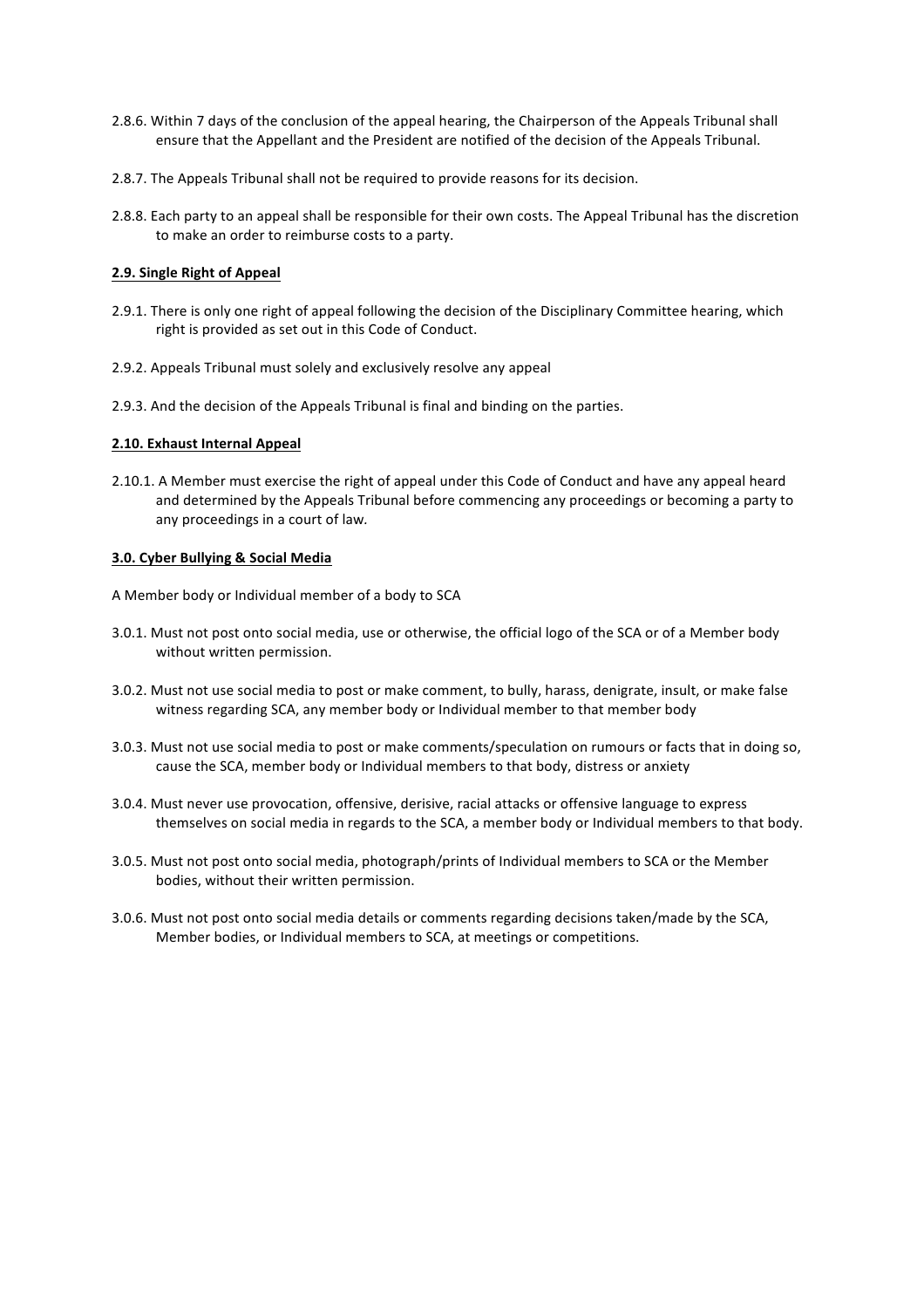2.8.6. Within 7 days of the conclusion of the appeal hearing, the Chairperson of the Appeals Tribunal shall ensure that the Appellant and the President are notified of the decision of the Appeals Tribunal.

2.8.7. The Appeals Tribunal shall not be required to provide reasons for its decision.

2.8.8. Each party to an appeal shall be responsible for their own costs. The Appeal Tribunal has the discretion to make an order to reimburse costs to a party.

**2.9. Single Right of Appeal**

2.9.1. There is only one right of appeal following the decision of the Disciplinary Committee hearing, which right is provided as set out in this Code of Conduct.

2.9.2. Appeals Tribunal must solely and exclusively resolve any appeal

2.9.3. And the decision of the Appeals Tribunal is final and binding on the parties.

**2.10. Exhaust Internal Appeal**

2.10.1. A Member must exercise the right of appeal under this Code of Conduct and have any appeal heard and determined by the Appeals Tribunal before commencing any proceedings or becoming a party to any proceedings in a court of law.

**3.0. Cyber Bullying & Social Media**

A Member body or Individual member of a body to SCA

3.0.1. Must not post onto social media, use or otherwise, the official logo of the SCA or of a Member body without written permission.

3.0.2. Must not use social media to post or make comment, to bully, harass, denigrate, insult, or make false witness regarding SCA, any member body or Individual member to that member body

3.0.3. Must not use social media to post or make comments/speculation on rumours or facts that in doing so, cause the SCA, member body or Individual members to that body, distress or anxiety

3.0.4. Must never use provocation, offensive, derisive, racial attacks or offensive language to express themselves on social media in regards to the SCA, a member body or Individual members to that body.

3.0.5. Must not post onto social media, photograph/prints of Individual members to SCA or the Member bodies, without their written permission.

3.0.6. Must not post onto social media details or comments regarding decisions taken/made by the SCA, Member bodies, or Individual members to SCA, at meetings or competitions.